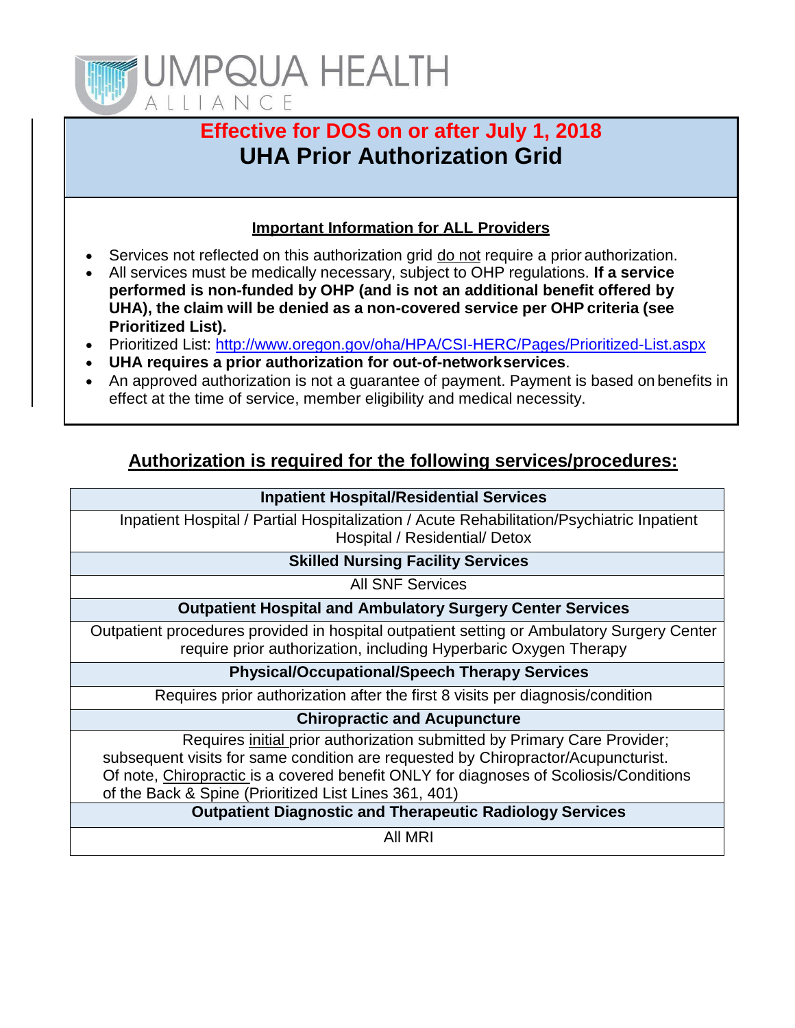UMPQUA HEALTH ALLIANCE

# Effective for DOS on or after July 1, 2018

# UHA Prior Authorization Grid

## Important Information for ALL Providers

- Services not reflected on this authorization grid do not require a prior authorization.
- All services must be medically necessary, subject to OHP regulations. **If a service performed is non-funded by OHP (and is not an additional benefit offered by UHA), the claim will be denied as a non-covered service per OHP criteria (see Prioritized List).**
- Prioritized List: http://www.oregon.gov/oha/HPA/CSI-HERC/Pages/Prioritized-List.aspx
- **UHA requires a prior authorization for out-of-network services**.
- An approved authorization is not a guarantee of payment. Payment is based on benefits in effect at the time of service, member eligibility and medical necessity.

## Authorization is required for the following services/procedures:

| Inpatient Hospital/Residential Services |
|---|
| Inpatient Hospital / Partial Hospitalization / Acute Rehabilitation/Psychiatric Inpatient Hospital / Residential/ Detox |
| **Skilled Nursing Facility Services** |
| All SNF Services |
| **Outpatient Hospital and Ambulatory Surgery Center Services** |
| Outpatient procedures provided in hospital outpatient setting or Ambulatory Surgery Center require prior authorization, including Hyperbaric Oxygen Therapy |
| **Physical/Occupational/Speech Therapy Services** |
| Requires prior authorization after the first 8 visits per diagnosis/condition |
| **Chiropractic and Acupuncture** |
| Requires initial prior authorization submitted by Primary Care Provider; subsequent visits for same condition are requested by Chiropractor/Acupuncturist. Of note, Chiropractic is a covered benefit ONLY for diagnoses of Scoliosis/Conditions of the Back & Spine (Prioritized List Lines 361, 401) |
| **Outpatient Diagnostic and Therapeutic Radiology Services** |
| All MRI |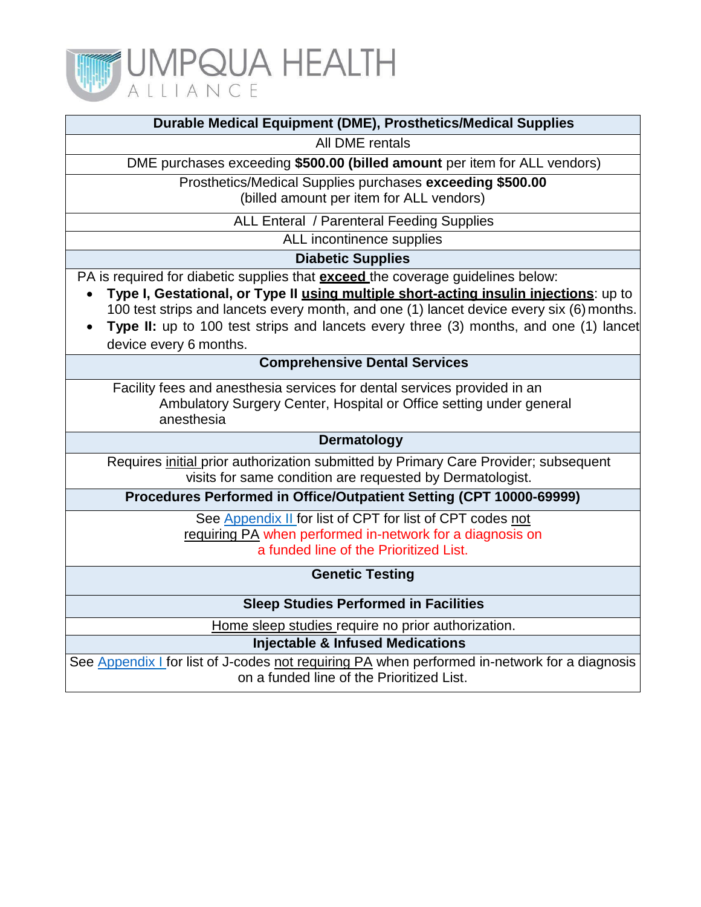UMPQUA HEALTH ALLIANCE

| Durable Medical Equipment (DME), Prosthetics/Medical Supplies |
|---|
| All DME rentals |
| DME purchases exceeding **$500.00 (billed amount** per item for ALL vendors) |
| Prosthetics/Medical Supplies purchases **exceeding $500.00** (billed amount per item for ALL vendors) |
| ALL Enteral / Parenteral Feeding Supplies |
| ALL incontinence supplies |
| **Diabetic Supplies** |
| PA is required for diabetic supplies that **exceed** the coverage guidelines below:<br>• **Type I, Gestational, or Type II using multiple short-acting insulin injections**: up to 100 test strips and lancets every month, and one (1) lancet device every six (6) months.<br>• **Type II:** up to 100 test strips and lancets every three (3) months, and one (1) lancet device every 6 months. |
| **Comprehensive Dental Services** |
| Facility fees and anesthesia services for dental services provided in an Ambulatory Surgery Center, Hospital or Office setting under general anesthesia |
| **Dermatology** |
| Requires initial prior authorization submitted by Primary Care Provider; subsequent visits for same condition are requested by Dermatologist. |
| **Procedures Performed in Office/Outpatient Setting (CPT 10000-69999)** |
| See Appendix II for list of CPT for list of CPT codes not requiring PA when performed in-network for a diagnosis on a funded line of the Prioritized List. |
| **Genetic Testing** |
| **Sleep Studies Performed in Facilities** |
| Home sleep studies require no prior authorization. |
| **Injectable & Infused Medications** |
| See Appendix I for list of J-codes not requiring PA when performed in-network for a diagnosis on a funded line of the Prioritized List. |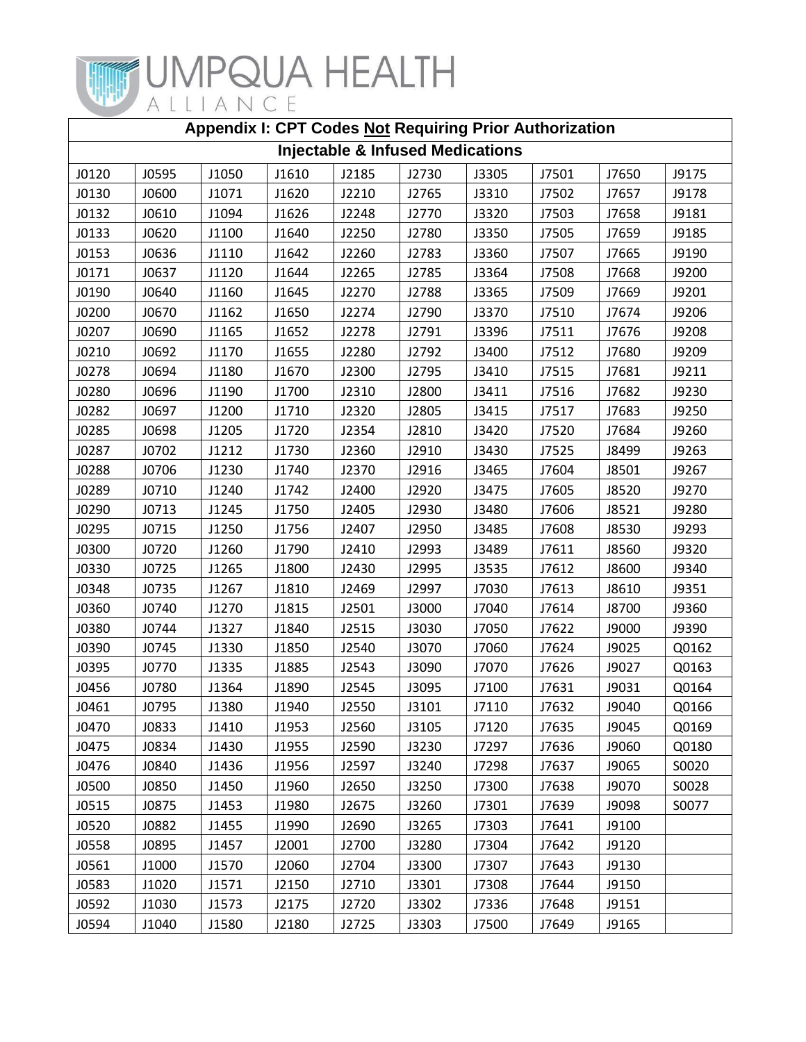# UMPQUA HEALTH ALLIANCE

| Appendix I: CPT Codes **Not** Requiring Prior Authorization | | | | | | | | | |
|---|---|---|---|---|---|---|---|---|---|
| **Injectable & Infused Medications** | | | | | | | | | |
| J0120 | J0595 | J1050 | J1610 | J2185 | J2730 | J3305 | J7501 | J7650 | J9175 |
| J0130 | J0600 | J1071 | J1620 | J2210 | J2765 | J3310 | J7502 | J7657 | J9178 |
| J0132 | J0610 | J1094 | J1626 | J2248 | J2770 | J3320 | J7503 | J7658 | J9181 |
| J0133 | J0620 | J1100 | J1640 | J2250 | J2780 | J3350 | J7505 | J7659 | J9185 |
| J0153 | J0636 | J1110 | J1642 | J2260 | J2783 | J3360 | J7507 | J7665 | J9190 |
| J0171 | J0637 | J1120 | J1644 | J2265 | J2785 | J3364 | J7508 | J7668 | J9200 |
| J0190 | J0640 | J1160 | J1645 | J2270 | J2788 | J3365 | J7509 | J7669 | J9201 |
| J0200 | J0670 | J1162 | J1650 | J2274 | J2790 | J3370 | J7510 | J7674 | J9206 |
| J0207 | J0690 | J1165 | J1652 | J2278 | J2791 | J3396 | J7511 | J7676 | J9208 |
| J0210 | J0692 | J1170 | J1655 | J2280 | J2792 | J3400 | J7512 | J7680 | J9209 |
| J0278 | J0694 | J1180 | J1670 | J2300 | J2795 | J3410 | J7515 | J7681 | J9211 |
| J0280 | J0696 | J1190 | J1700 | J2310 | J2800 | J3411 | J7516 | J7682 | J9230 |
| J0282 | J0697 | J1200 | J1710 | J2320 | J2805 | J3415 | J7517 | J7683 | J9250 |
| J0285 | J0698 | J1205 | J1720 | J2354 | J2810 | J3420 | J7520 | J7684 | J9260 |
| J0287 | J0702 | J1212 | J1730 | J2360 | J2910 | J3430 | J7525 | J8499 | J9263 |
| J0288 | J0706 | J1230 | J1740 | J2370 | J2916 | J3465 | J7604 | J8501 | J9267 |
| J0289 | J0710 | J1240 | J1742 | J2400 | J2920 | J3475 | J7605 | J8520 | J9270 |
| J0290 | J0713 | J1245 | J1750 | J2405 | J2930 | J3480 | J7606 | J8521 | J9280 |
| J0295 | J0715 | J1250 | J1756 | J2407 | J2950 | J3485 | J7608 | J8530 | J9293 |
| J0300 | J0720 | J1260 | J1790 | J2410 | J2993 | J3489 | J7611 | J8560 | J9320 |
| J0330 | J0725 | J1265 | J1800 | J2430 | J2995 | J3535 | J7612 | J8600 | J9340 |
| J0348 | J0735 | J1267 | J1810 | J2469 | J2997 | J7030 | J7613 | J8610 | J9351 |
| J0360 | J0740 | J1270 | J1815 | J2501 | J3000 | J7040 | J7614 | J8700 | J9360 |
| J0380 | J0744 | J1327 | J1840 | J2515 | J3030 | J7050 | J7622 | J9000 | J9390 |
| J0390 | J0745 | J1330 | J1850 | J2540 | J3070 | J7060 | J7624 | J9025 | Q0162 |
| J0395 | J0770 | J1335 | J1885 | J2543 | J3090 | J7070 | J7626 | J9027 | Q0163 |
| J0456 | J0780 | J1364 | J1890 | J2545 | J3095 | J7100 | J7631 | J9031 | Q0164 |
| J0461 | J0795 | J1380 | J1940 | J2550 | J3101 | J7110 | J7632 | J9040 | Q0166 |
| J0470 | J0833 | J1410 | J1953 | J2560 | J3105 | J7120 | J7635 | J9045 | Q0169 |
| J0475 | J0834 | J1430 | J1955 | J2590 | J3230 | J7297 | J7636 | J9060 | Q0180 |
| J0476 | J0840 | J1436 | J1956 | J2597 | J3240 | J7298 | J7637 | J9065 | S0020 |
| J0500 | J0850 | J1450 | J1960 | J2650 | J3250 | J7300 | J7638 | J9070 | S0028 |
| J0515 | J0875 | J1453 | J1980 | J2675 | J3260 | J7301 | J7639 | J9098 | S0077 |
| J0520 | J0882 | J1455 | J1990 | J2690 | J3265 | J7303 | J7641 | J9100 | |
| J0558 | J0895 | J1457 | J2001 | J2700 | J3280 | J7304 | J7642 | J9120 | |
| J0561 | J1000 | J1570 | J2060 | J2704 | J3300 | J7307 | J7643 | J9130 | |
| J0583 | J1020 | J1571 | J2150 | J2710 | J3301 | J7308 | J7644 | J9150 | |
| J0592 | J1030 | J1573 | J2175 | J2720 | J3302 | J7336 | J7648 | J9151 | |
| J0594 | J1040 | J1580 | J2180 | J2725 | J3303 | J7500 | J7649 | J9165 | |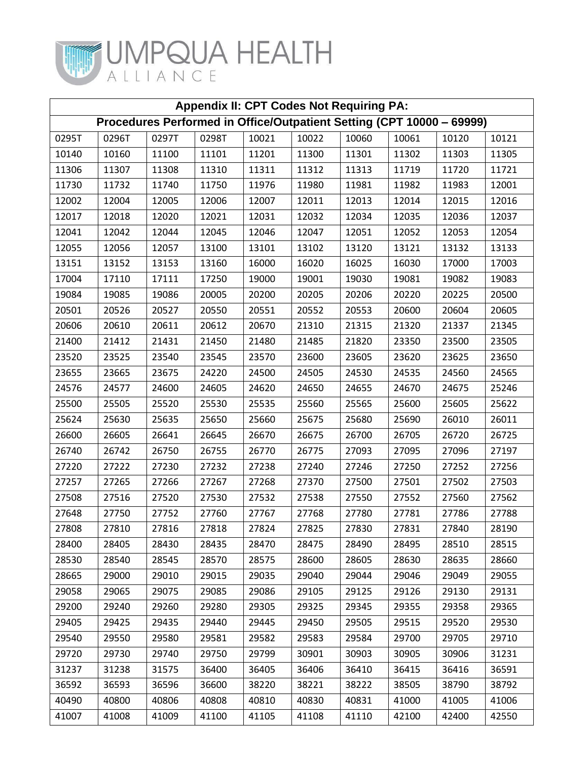| Appendix II: CPT Codes Not Requiring PA: | | | | | | | | | |
|---|---|---|---|---|---|---|---|---|---|
| Procedures Performed in Office/Outpatient Setting (CPT 10000 – 69999) | | | | | | | | | |
| 0295T | 0296T | 0297T | 0298T | 10021 | 10022 | 10060 | 10061 | 10120 | 10121 |
| 10140 | 10160 | 11100 | 11101 | 11201 | 11300 | 11301 | 11302 | 11303 | 11305 |
| 11306 | 11307 | 11308 | 11310 | 11311 | 11312 | 11313 | 11719 | 11720 | 11721 |
| 11730 | 11732 | 11740 | 11750 | 11976 | 11980 | 11981 | 11982 | 11983 | 12001 |
| 12002 | 12004 | 12005 | 12006 | 12007 | 12011 | 12013 | 12014 | 12015 | 12016 |
| 12017 | 12018 | 12020 | 12021 | 12031 | 12032 | 12034 | 12035 | 12036 | 12037 |
| 12041 | 12042 | 12044 | 12045 | 12046 | 12047 | 12051 | 12052 | 12053 | 12054 |
| 12055 | 12056 | 12057 | 13100 | 13101 | 13102 | 13120 | 13121 | 13132 | 13133 |
| 13151 | 13152 | 13153 | 13160 | 16000 | 16020 | 16025 | 16030 | 17000 | 17003 |
| 17004 | 17110 | 17111 | 17250 | 19000 | 19001 | 19030 | 19081 | 19082 | 19083 |
| 19084 | 19085 | 19086 | 20005 | 20200 | 20205 | 20206 | 20220 | 20225 | 20500 |
| 20501 | 20526 | 20527 | 20550 | 20551 | 20552 | 20553 | 20600 | 20604 | 20605 |
| 20606 | 20610 | 20611 | 20612 | 20670 | 21310 | 21315 | 21320 | 21337 | 21345 |
| 21400 | 21412 | 21431 | 21450 | 21480 | 21485 | 21820 | 23350 | 23500 | 23505 |
| 23520 | 23525 | 23540 | 23545 | 23570 | 23600 | 23605 | 23620 | 23625 | 23650 |
| 23655 | 23665 | 23675 | 24220 | 24500 | 24505 | 24530 | 24535 | 24560 | 24565 |
| 24576 | 24577 | 24600 | 24605 | 24620 | 24650 | 24655 | 24670 | 24675 | 25246 |
| 25500 | 25505 | 25520 | 25530 | 25535 | 25560 | 25565 | 25600 | 25605 | 25622 |
| 25624 | 25630 | 25635 | 25650 | 25660 | 25675 | 25680 | 25690 | 26010 | 26011 |
| 26600 | 26605 | 26641 | 26645 | 26670 | 26675 | 26700 | 26705 | 26720 | 26725 |
| 26740 | 26742 | 26750 | 26755 | 26770 | 26775 | 27093 | 27095 | 27096 | 27197 |
| 27220 | 27222 | 27230 | 27232 | 27238 | 27240 | 27246 | 27250 | 27252 | 27256 |
| 27257 | 27265 | 27266 | 27267 | 27268 | 27370 | 27500 | 27501 | 27502 | 27503 |
| 27508 | 27516 | 27520 | 27530 | 27532 | 27538 | 27550 | 27552 | 27560 | 27562 |
| 27648 | 27750 | 27752 | 27760 | 27767 | 27768 | 27780 | 27781 | 27786 | 27788 |
| 27808 | 27810 | 27816 | 27818 | 27824 | 27825 | 27830 | 27831 | 27840 | 28190 |
| 28400 | 28405 | 28430 | 28435 | 28470 | 28475 | 28490 | 28495 | 28510 | 28515 |
| 28530 | 28540 | 28545 | 28570 | 28575 | 28600 | 28605 | 28630 | 28635 | 28660 |
| 28665 | 29000 | 29010 | 29015 | 29035 | 29040 | 29044 | 29046 | 29049 | 29055 |
| 29058 | 29065 | 29075 | 29085 | 29086 | 29105 | 29125 | 29126 | 29130 | 29131 |
| 29200 | 29240 | 29260 | 29280 | 29305 | 29325 | 29345 | 29355 | 29358 | 29365 |
| 29405 | 29425 | 29435 | 29440 | 29445 | 29450 | 29505 | 29515 | 29520 | 29530 |
| 29540 | 29550 | 29580 | 29581 | 29582 | 29583 | 29584 | 29700 | 29705 | 29710 |
| 29720 | 29730 | 29740 | 29750 | 29799 | 30901 | 30903 | 30905 | 30906 | 31231 |
| 31237 | 31238 | 31575 | 36400 | 36405 | 36406 | 36410 | 36415 | 36416 | 36591 |
| 36592 | 36593 | 36596 | 36600 | 38220 | 38221 | 38222 | 38505 | 38790 | 38792 |
| 40490 | 40800 | 40806 | 40808 | 40810 | 40830 | 40831 | 41000 | 41005 | 41006 |
| 41007 | 41008 | 41009 | 41100 | 41105 | 41108 | 41110 | 42100 | 42400 | 42550 |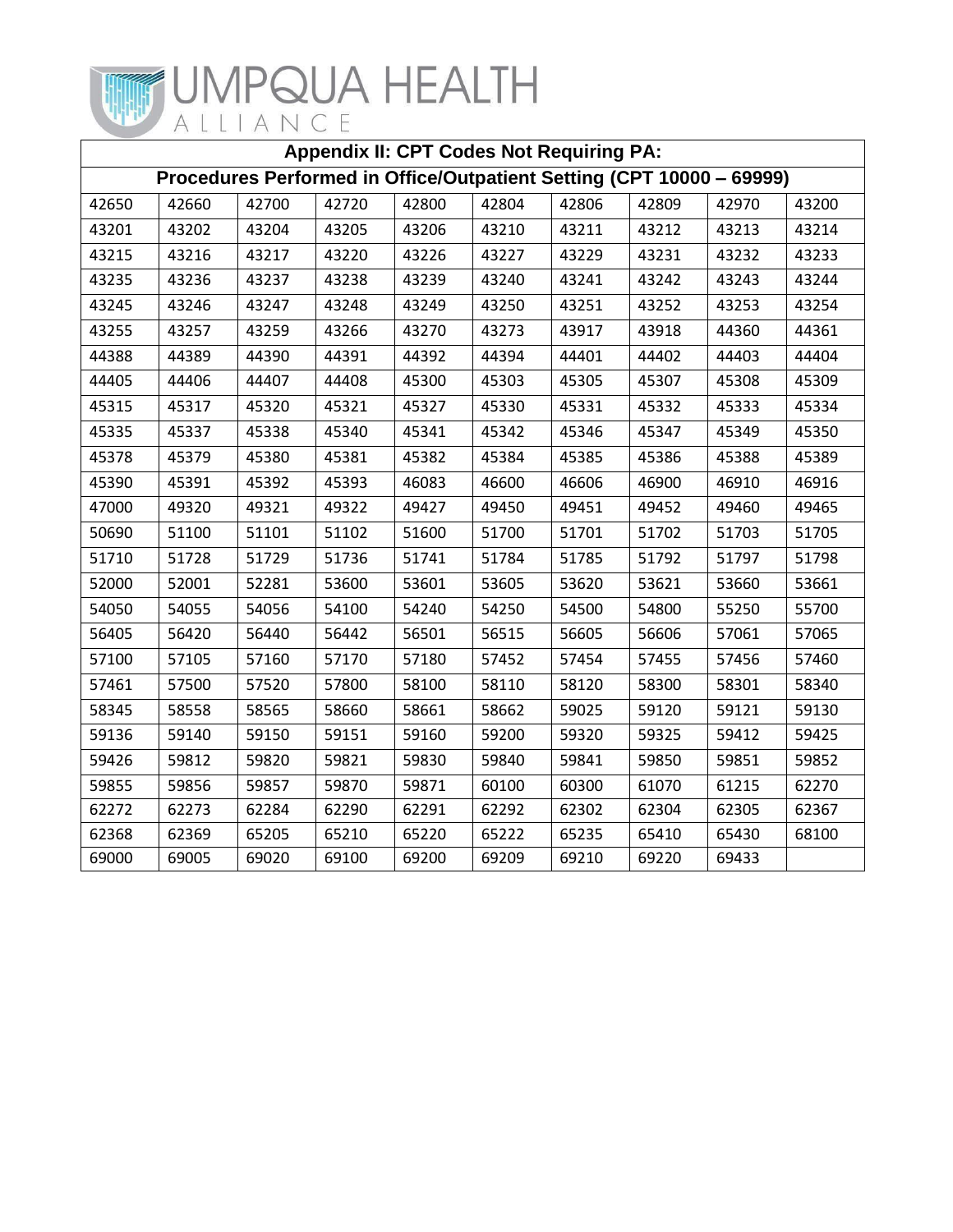UMPQUA HEALTH ALLIANCE

| Appendix II: CPT Codes Not Requiring PA: | | | | | | | | | |
|---|---|---|---|---|---|---|---|---|---|
| Procedures Performed in Office/Outpatient Setting (CPT 10000 – 69999) | | | | | | | | | |
| 42650 | 42660 | 42700 | 42720 | 42800 | 42804 | 42806 | 42809 | 42970 | 43200 |
| 43201 | 43202 | 43204 | 43205 | 43206 | 43210 | 43211 | 43212 | 43213 | 43214 |
| 43215 | 43216 | 43217 | 43220 | 43226 | 43227 | 43229 | 43231 | 43232 | 43233 |
| 43235 | 43236 | 43237 | 43238 | 43239 | 43240 | 43241 | 43242 | 43243 | 43244 |
| 43245 | 43246 | 43247 | 43248 | 43249 | 43250 | 43251 | 43252 | 43253 | 43254 |
| 43255 | 43257 | 43259 | 43266 | 43270 | 43273 | 43917 | 43918 | 44360 | 44361 |
| 44388 | 44389 | 44390 | 44391 | 44392 | 44394 | 44401 | 44402 | 44403 | 44404 |
| 44405 | 44406 | 44407 | 44408 | 45300 | 45303 | 45305 | 45307 | 45308 | 45309 |
| 45315 | 45317 | 45320 | 45321 | 45327 | 45330 | 45331 | 45332 | 45333 | 45334 |
| 45335 | 45337 | 45338 | 45340 | 45341 | 45342 | 45346 | 45347 | 45349 | 45350 |
| 45378 | 45379 | 45380 | 45381 | 45382 | 45384 | 45385 | 45386 | 45388 | 45389 |
| 45390 | 45391 | 45392 | 45393 | 46083 | 46600 | 46606 | 46900 | 46910 | 46916 |
| 47000 | 49320 | 49321 | 49322 | 49427 | 49450 | 49451 | 49452 | 49460 | 49465 |
| 50690 | 51100 | 51101 | 51102 | 51600 | 51700 | 51701 | 51702 | 51703 | 51705 |
| 51710 | 51728 | 51729 | 51736 | 51741 | 51784 | 51785 | 51792 | 51797 | 51798 |
| 52000 | 52001 | 52281 | 53600 | 53601 | 53605 | 53620 | 53621 | 53660 | 53661 |
| 54050 | 54055 | 54056 | 54100 | 54240 | 54250 | 54500 | 54800 | 55250 | 55700 |
| 56405 | 56420 | 56440 | 56442 | 56501 | 56515 | 56605 | 56606 | 57061 | 57065 |
| 57100 | 57105 | 57160 | 57170 | 57180 | 57452 | 57454 | 57455 | 57456 | 57460 |
| 57461 | 57500 | 57520 | 57800 | 58100 | 58110 | 58120 | 58300 | 58301 | 58340 |
| 58345 | 58558 | 58565 | 58660 | 58661 | 58662 | 59025 | 59120 | 59121 | 59130 |
| 59136 | 59140 | 59150 | 59151 | 59160 | 59200 | 59320 | 59325 | 59412 | 59425 |
| 59426 | 59812 | 59820 | 59821 | 59830 | 59840 | 59841 | 59850 | 59851 | 59852 |
| 59855 | 59856 | 59857 | 59870 | 59871 | 60100 | 60300 | 61070 | 61215 | 62270 |
| 62272 | 62273 | 62284 | 62290 | 62291 | 62292 | 62302 | 62304 | 62305 | 62367 |
| 62368 | 62369 | 65205 | 65210 | 65220 | 65222 | 65235 | 65410 | 65430 | 68100 |
| 69000 | 69005 | 69020 | 69100 | 69200 | 69209 | 69210 | 69220 | 69433 | |